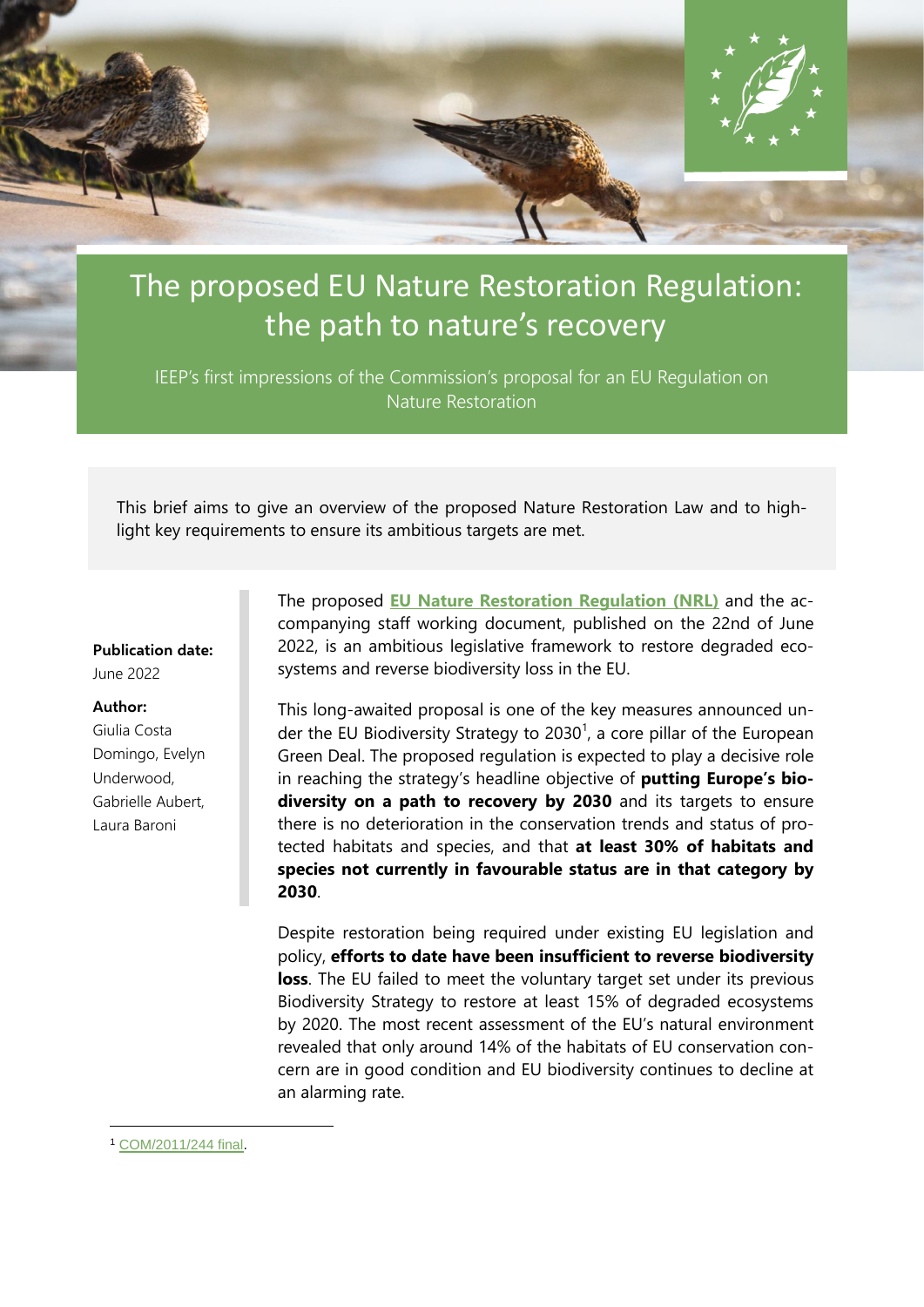# The proposed EU Nature Restoration Regulation: the path to nature's recovery

IEEP's first impressions of the Commission's proposal for an EU Regulation on Nature Restoration

This brief aims to give an overview of the proposed Nature Restoration Law and to highlight key requirements to ensure its ambitious targets are met.

**Publication date:**
June 2022

**Author:**
Giulia Costa Domingo, Evelyn Underwood, Gabrielle Aubert, Laura Baroni

The proposed **EU Nature Restoration Regulation (NRL)** and the accompanying staff working document, published on the 22nd of June 2022, is an ambitious legislative framework to restore degraded ecosystems and reverse biodiversity loss in the EU.

This long-awaited proposal is one of the key measures announced under the EU Biodiversity Strategy to 2030[1], a core pillar of the European Green Deal. The proposed regulation is expected to play a decisive role in reaching the strategy's headline objective of **putting Europe's biodiversity on a path to recovery by 2030** and its targets to ensure there is no deterioration in the conservation trends and status of protected habitats and species, and that **at least 30% of habitats and species not currently in favourable status are in that category by 2030**.

Despite restoration being required under existing EU legislation and policy, **efforts to date have been insufficient to reverse biodiversity loss**. The EU failed to meet the voluntary target set under its previous Biodiversity Strategy to restore at least 15% of degraded ecosystems by 2020. The most recent assessment of the EU's natural environment revealed that only around 14% of the habitats of EU conservation concern are in good condition and EU biodiversity continues to decline at an alarming rate.

[1] COM/2011/244 final.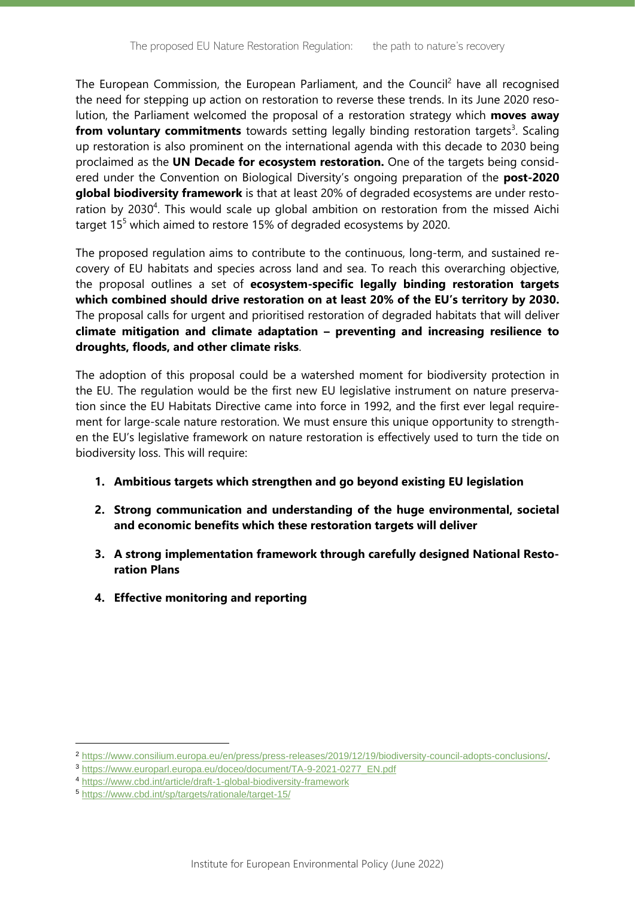The European Commission, the European Parliament, and the Council[2] have all recognised the need for stepping up action on restoration to reverse these trends. In its June 2020 resolution, the Parliament welcomed the proposal of a restoration strategy which **moves away from voluntary commitments** towards setting legally binding restoration targets[3]. Scaling up restoration is also prominent on the international agenda with this decade to 2030 being proclaimed as the **UN Decade for ecosystem restoration.** One of the targets being considered under the Convention on Biological Diversity's ongoing preparation of the **post-2020 global biodiversity framework** is that at least 20% of degraded ecosystems are under restoration by 2030[4]. This would scale up global ambition on restoration from the missed Aichi target 15[5] which aimed to restore 15% of degraded ecosystems by 2020.

The proposed regulation aims to contribute to the continuous, long-term, and sustained recovery of EU habitats and species across land and sea. To reach this overarching objective, the proposal outlines a set of **ecosystem-specific legally binding restoration targets which combined should drive restoration on at least 20% of the EU's territory by 2030.** The proposal calls for urgent and prioritised restoration of degraded habitats that will deliver **climate mitigation and climate adaptation – preventing and increasing resilience to droughts, floods, and other climate risks**.

The adoption of this proposal could be a watershed moment for biodiversity protection in the EU. The regulation would be the first new EU legislative instrument on nature preservation since the EU Habitats Directive came into force in 1992, and the first ever legal requirement for large-scale nature restoration. We must ensure this unique opportunity to strengthen the EU's legislative framework on nature restoration is effectively used to turn the tide on biodiversity loss. This will require:

1. **Ambitious targets which strengthen and go beyond existing EU legislation**
2. **Strong communication and understanding of the huge environmental, societal and economic benefits which these restoration targets will deliver**
3. **A strong implementation framework through carefully designed National Restoration Plans**
4. **Effective monitoring and reporting**

---

[2] https://www.consilium.europa.eu/en/press/press-releases/2019/12/19/biodiversity-council-adopts-conclusions/.

[3] https://www.europarl.europa.eu/doceo/document/TA-9-2021-0277_EN.pdf

[4] https://www.cbd.int/article/draft-1-global-biodiversity-framework

[5] https://www.cbd.int/sp/targets/rationale/target-15/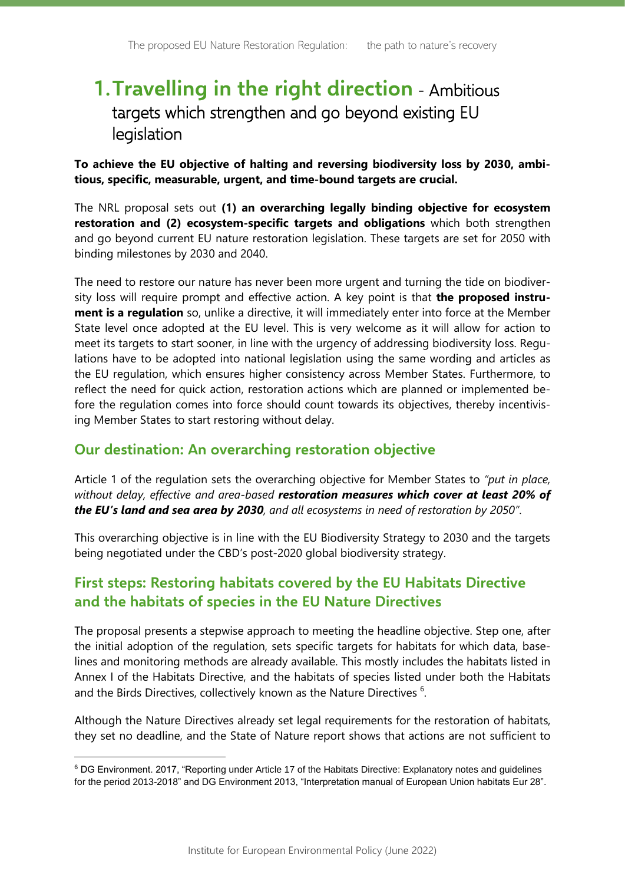# 1. Travelling in the right direction - Ambitious targets which strengthen and go beyond existing EU legislation

**To achieve the EU objective of halting and reversing biodiversity loss by 2030, ambitious, specific, measurable, urgent, and time-bound targets are crucial.**

The NRL proposal sets out **(1) an overarching legally binding objective for ecosystem restoration and (2) ecosystem-specific targets and obligations** which both strengthen and go beyond current EU nature restoration legislation. These targets are set for 2050 with binding milestones by 2030 and 2040.

The need to restore our nature has never been more urgent and turning the tide on biodiversity loss will require prompt and effective action. A key point is that **the proposed instrument is a regulation** so, unlike a directive, it will immediately enter into force at the Member State level once adopted at the EU level. This is very welcome as it will allow for action to meet its targets to start sooner, in line with the urgency of addressing biodiversity loss. Regulations have to be adopted into national legislation using the same wording and articles as the EU regulation, which ensures higher consistency across Member States. Furthermore, to reflect the need for quick action, restoration actions which are planned or implemented before the regulation comes into force should count towards its objectives, thereby incentivising Member States to start restoring without delay.

## Our destination: An overarching restoration objective

Article 1 of the regulation sets the overarching objective for Member States to *"put in place, without delay, effective and area-based **restoration measures which cover at least 20% of the EU's land and sea area by 2030**, and all ecosystems in need of restoration by 2050"*.

This overarching objective is in line with the EU Biodiversity Strategy to 2030 and the targets being negotiated under the CBD's post-2020 global biodiversity strategy.

## First steps: Restoring habitats covered by the EU Habitats Directive and the habitats of species in the EU Nature Directives

The proposal presents a stepwise approach to meeting the headline objective. Step one, after the initial adoption of the regulation, sets specific targets for habitats for which data, baselines and monitoring methods are already available. This mostly includes the habitats listed in Annex I of the Habitats Directive, and the habitats of species listed under both the Habitats and the Birds Directives, collectively known as the Nature Directives [6].

Although the Nature Directives already set legal requirements for the restoration of habitats, they set no deadline, and the State of Nature report shows that actions are not sufficient to

[6] DG Environment. 2017, "Reporting under Article 17 of the Habitats Directive: Explanatory notes and guidelines for the period 2013-2018" and DG Environment 2013, "Interpretation manual of European Union habitats Eur 28".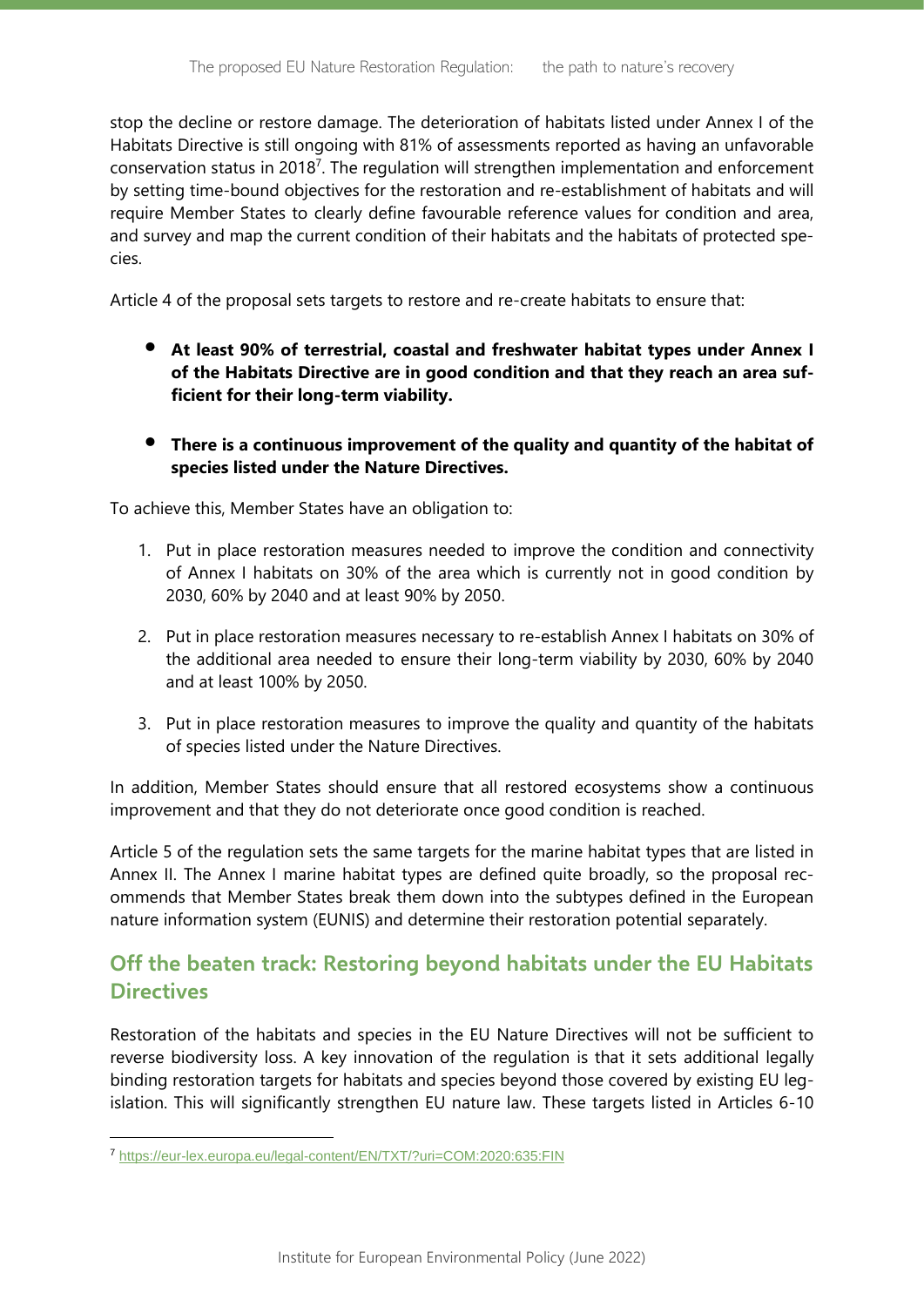stop the decline or restore damage. The deterioration of habitats listed under Annex I of the Habitats Directive is still ongoing with 81% of assessments reported as having an unfavorable conservation status in 2018[7]. The regulation will strengthen implementation and enforcement by setting time-bound objectives for the restoration and re-establishment of habitats and will require Member States to clearly define favourable reference values for condition and area, and survey and map the current condition of their habitats and the habitats of protected species.

Article 4 of the proposal sets targets to restore and re-create habitats to ensure that:

- **At least 90% of terrestrial, coastal and freshwater habitat types under Annex I of the Habitats Directive are in good condition and that they reach an area sufficient for their long-term viability.**

- **There is a continuous improvement of the quality and quantity of the habitat of species listed under the Nature Directives.**

To achieve this, Member States have an obligation to:

1. Put in place restoration measures needed to improve the condition and connectivity of Annex I habitats on 30% of the area which is currently not in good condition by 2030, 60% by 2040 and at least 90% by 2050.

2. Put in place restoration measures necessary to re-establish Annex I habitats on 30% of the additional area needed to ensure their long-term viability by 2030, 60% by 2040 and at least 100% by 2050.

3. Put in place restoration measures to improve the quality and quantity of the habitats of species listed under the Nature Directives.

In addition, Member States should ensure that all restored ecosystems show a continuous improvement and that they do not deteriorate once good condition is reached.

Article 5 of the regulation sets the same targets for the marine habitat types that are listed in Annex II. The Annex I marine habitat types are defined quite broadly, so the proposal recommends that Member States break them down into the subtypes defined in the European nature information system (EUNIS) and determine their restoration potential separately.

## Off the beaten track: Restoring beyond habitats under the EU Habitats Directives

Restoration of the habitats and species in the EU Nature Directives will not be sufficient to reverse biodiversity loss. A key innovation of the regulation is that it sets additional legally binding restoration targets for habitats and species beyond those covered by existing EU legislation. This will significantly strengthen EU nature law. These targets listed in Articles 6-10

---

[7] https://eur-lex.europa.eu/legal-content/EN/TXT/?uri=COM:2020:635:FIN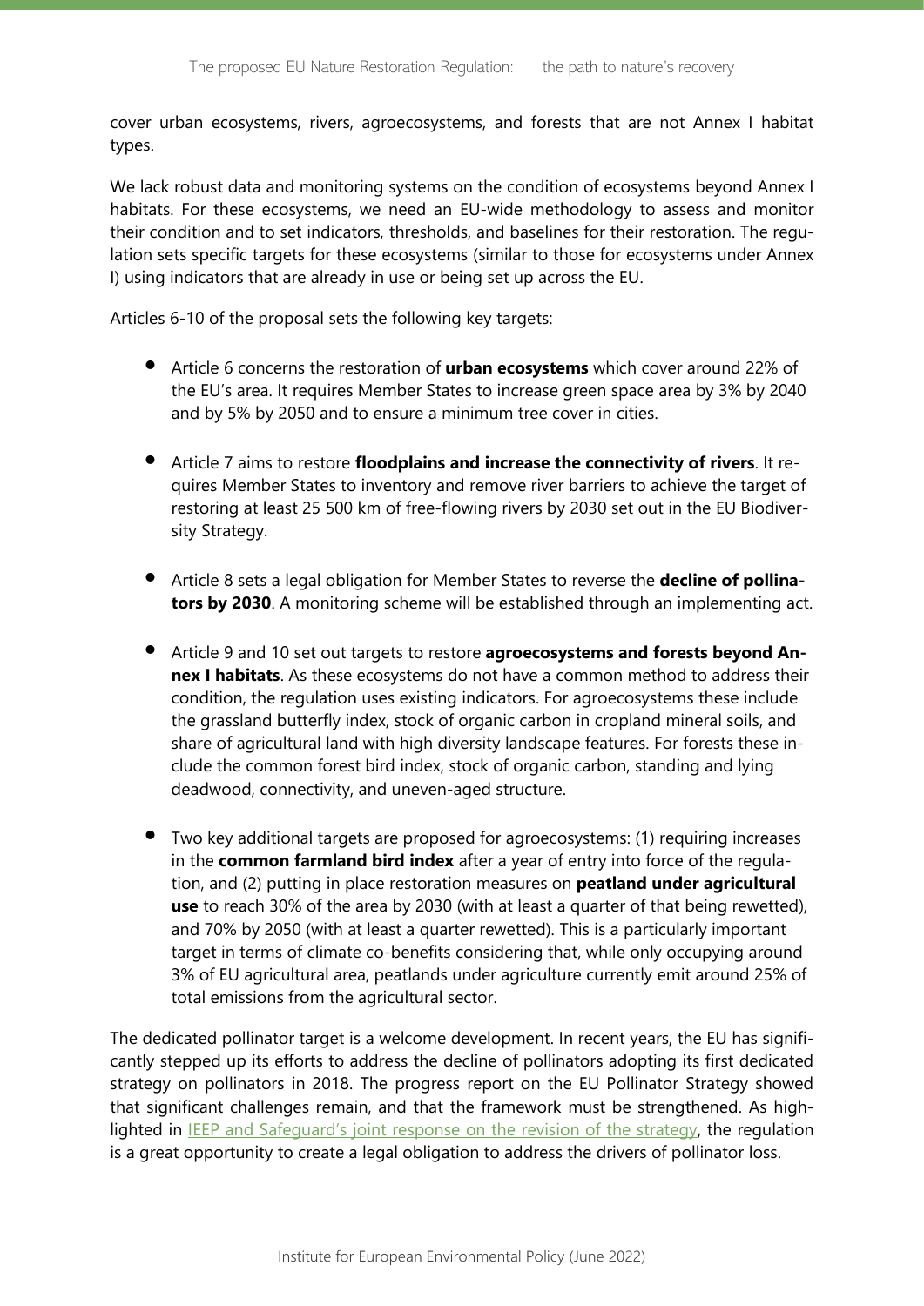cover urban ecosystems, rivers, agroecosystems, and forests that are not Annex I habitat types.

We lack robust data and monitoring systems on the condition of ecosystems beyond Annex I habitats. For these ecosystems, we need an EU-wide methodology to assess and monitor their condition and to set indicators, thresholds, and baselines for their restoration. The regulation sets specific targets for these ecosystems (similar to those for ecosystems under Annex I) using indicators that are already in use or being set up across the EU.

Articles 6-10 of the proposal sets the following key targets:

- Article 6 concerns the restoration of **urban ecosystems** which cover around 22% of the EU's area. It requires Member States to increase green space area by 3% by 2040 and by 5% by 2050 and to ensure a minimum tree cover in cities.
- Article 7 aims to restore **floodplains and increase the connectivity of rivers**. It requires Member States to inventory and remove river barriers to achieve the target of restoring at least 25 500 km of free-flowing rivers by 2030 set out in the EU Biodiversity Strategy.
- Article 8 sets a legal obligation for Member States to reverse the **decline of pollinators by 2030**. A monitoring scheme will be established through an implementing act.
- Article 9 and 10 set out targets to restore **agroecosystems and forests beyond Annex I habitats**. As these ecosystems do not have a common method to address their condition, the regulation uses existing indicators. For agroecosystems these include the grassland butterfly index, stock of organic carbon in cropland mineral soils, and share of agricultural land with high diversity landscape features. For forests these include the common forest bird index, stock of organic carbon, standing and lying deadwood, connectivity, and uneven-aged structure.
- Two key additional targets are proposed for agroecosystems: (1) requiring increases in the **common farmland bird index** after a year of entry into force of the regulation, and (2) putting in place restoration measures on **peatland under agricultural use** to reach 30% of the area by 2030 (with at least a quarter of that being rewetted), and 70% by 2050 (with at least a quarter rewetted). This is a particularly important target in terms of climate co-benefits considering that, while only occupying around 3% of EU agricultural area, peatlands under agriculture currently emit around 25% of total emissions from the agricultural sector.

The dedicated pollinator target is a welcome development. In recent years, the EU has significantly stepped up its efforts to address the decline of pollinators adopting its first dedicated strategy on pollinators in 2018. The progress report on the EU Pollinator Strategy showed that significant challenges remain, and that the framework must be strengthened. As highlighted in [IEEP and Safeguard's joint response on the revision of the strategy](), the regulation is a great opportunity to create a legal obligation to address the drivers of pollinator loss.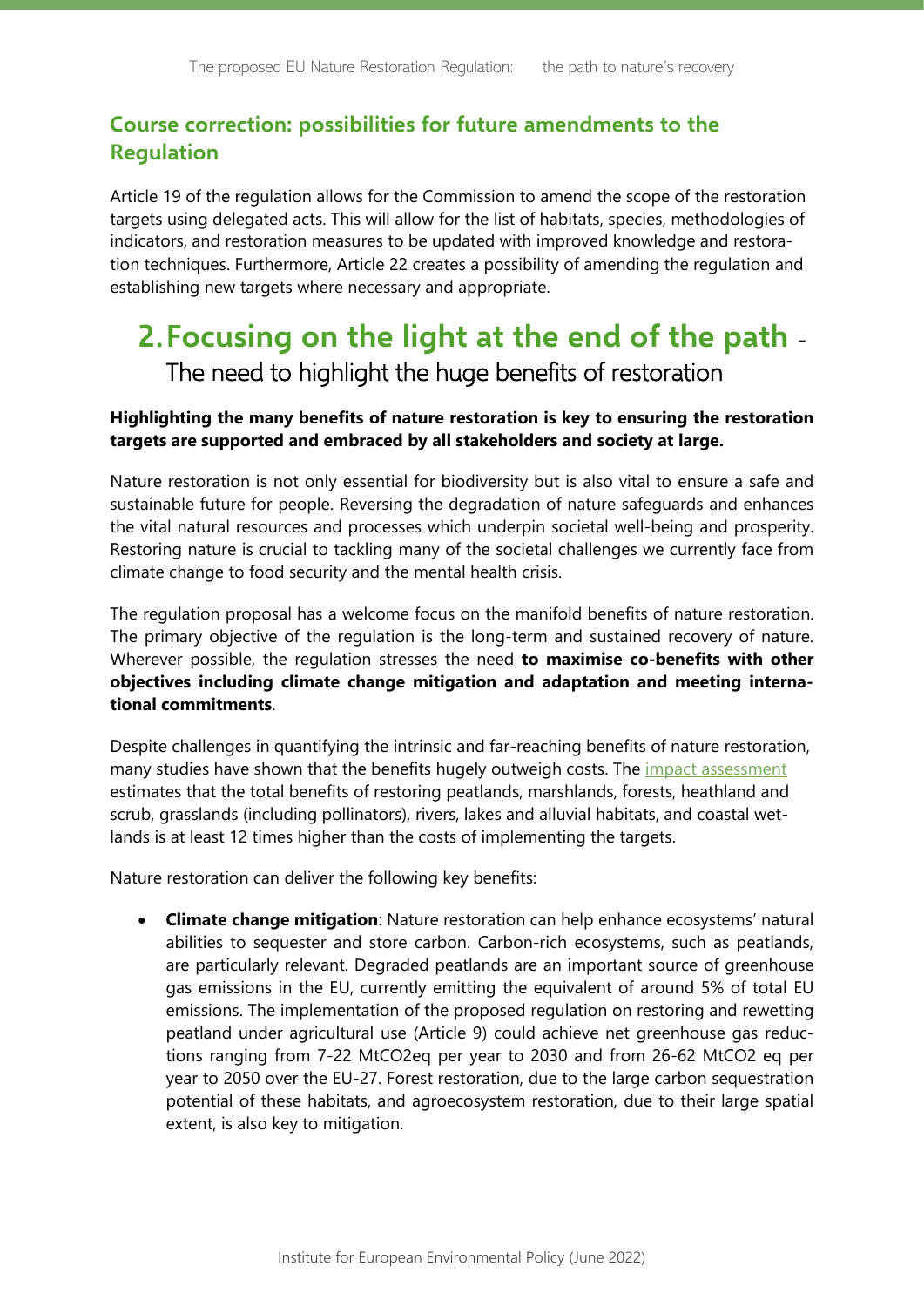## Course correction: possibilities for future amendments to the Regulation

Article 19 of the regulation allows for the Commission to amend the scope of the restoration targets using delegated acts. This will allow for the list of habitats, species, methodologies of indicators, and restoration measures to be updated with improved knowledge and restoration techniques. Furthermore, Article 22 creates a possibility of amending the regulation and establishing new targets where necessary and appropriate.

# 2. Focusing on the light at the end of the path - The need to highlight the huge benefits of restoration

**Highlighting the many benefits of nature restoration is key to ensuring the restoration targets are supported and embraced by all stakeholders and society at large.**

Nature restoration is not only essential for biodiversity but is also vital to ensure a safe and sustainable future for people. Reversing the degradation of nature safeguards and enhances the vital natural resources and processes which underpin societal well-being and prosperity. Restoring nature is crucial to tackling many of the societal challenges we currently face from climate change to food security and the mental health crisis.

The regulation proposal has a welcome focus on the manifold benefits of nature restoration. The primary objective of the regulation is the long-term and sustained recovery of nature. Wherever possible, the regulation stresses the need **to maximise co-benefits with other objectives including climate change mitigation and adaptation and meeting international commitments**.

Despite challenges in quantifying the intrinsic and far-reaching benefits of nature restoration, many studies have shown that the benefits hugely outweigh costs. The impact assessment estimates that the total benefits of restoring peatlands, marshlands, forests, heathland and scrub, grasslands (including pollinators), rivers, lakes and alluvial habitats, and coastal wetlands is at least 12 times higher than the costs of implementing the targets.

Nature restoration can deliver the following key benefits:

- **Climate change mitigation**: Nature restoration can help enhance ecosystems' natural abilities to sequester and store carbon. Carbon-rich ecosystems, such as peatlands, are particularly relevant. Degraded peatlands are an important source of greenhouse gas emissions in the EU, currently emitting the equivalent of around 5% of total EU emissions. The implementation of the proposed regulation on restoring and rewetting peatland under agricultural use (Article 9) could achieve net greenhouse gas reductions ranging from 7-22 MtCO2eq per year to 2030 and from 26-62 MtCO2 eq per year to 2050 over the EU-27. Forest restoration, due to the large carbon sequestration potential of these habitats, and agroecosystem restoration, due to their large spatial extent, is also key to mitigation.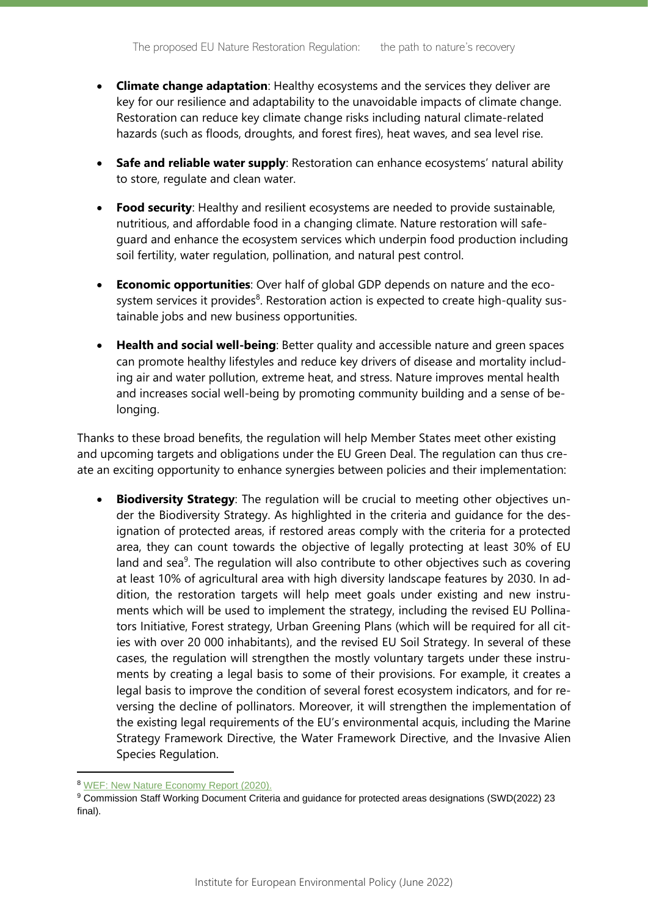- **Climate change adaptation**: Healthy ecosystems and the services they deliver are key for our resilience and adaptability to the unavoidable impacts of climate change. Restoration can reduce key climate change risks including natural climate-related hazards (such as floods, droughts, and forest fires), heat waves, and sea level rise.
- **Safe and reliable water supply**: Restoration can enhance ecosystems' natural ability to store, regulate and clean water.
- **Food security**: Healthy and resilient ecosystems are needed to provide sustainable, nutritious, and affordable food in a changing climate. Nature restoration will safeguard and enhance the ecosystem services which underpin food production including soil fertility, water regulation, pollination, and natural pest control.
- **Economic opportunities**: Over half of global GDP depends on nature and the ecosystem services it provides[8]. Restoration action is expected to create high-quality sustainable jobs and new business opportunities.
- **Health and social well-being**: Better quality and accessible nature and green spaces can promote healthy lifestyles and reduce key drivers of disease and mortality including air and water pollution, extreme heat, and stress. Nature improves mental health and increases social well-being by promoting community building and a sense of belonging.

Thanks to these broad benefits, the regulation will help Member States meet other existing and upcoming targets and obligations under the EU Green Deal. The regulation can thus create an exciting opportunity to enhance synergies between policies and their implementation:

- **Biodiversity Strategy**: The regulation will be crucial to meeting other objectives under the Biodiversity Strategy. As highlighted in the criteria and guidance for the designation of protected areas, if restored areas comply with the criteria for a protected area, they can count towards the objective of legally protecting at least 30% of EU land and sea[9]. The regulation will also contribute to other objectives such as covering at least 10% of agricultural area with high diversity landscape features by 2030. In addition, the restoration targets will help meet goals under existing and new instruments which will be used to implement the strategy, including the revised EU Pollinators Initiative, Forest strategy, Urban Greening Plans (which will be required for all cities with over 20 000 inhabitants), and the revised EU Soil Strategy. In several of these cases, the regulation will strengthen the mostly voluntary targets under these instruments by creating a legal basis to some of their provisions. For example, it creates a legal basis to improve the condition of several forest ecosystem indicators, and for reversing the decline of pollinators. Moreover, it will strengthen the implementation of the existing legal requirements of the EU's environmental acquis, including the Marine Strategy Framework Directive, the Water Framework Directive, and the Invasive Alien Species Regulation.

---

[8] WEF: New Nature Economy Report (2020).

[9] Commission Staff Working Document Criteria and guidance for protected areas designations (SWD(2022) 23 final).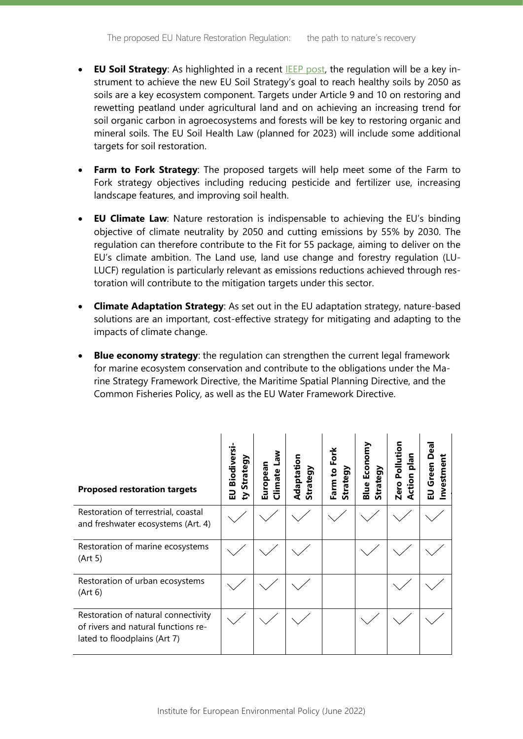- **EU Soil Strategy**: As highlighted in a recent IEEP post, the regulation will be a key instrument to achieve the new EU Soil Strategy's goal to reach healthy soils by 2050 as soils are a key ecosystem component. Targets under Article 9 and 10 on restoring and rewetting peatland under agricultural land and on achieving an increasing trend for soil organic carbon in agroecosystems and forests will be key to restoring organic and mineral soils. The EU Soil Health Law (planned for 2023) will include some additional targets for soil restoration.

- **Farm to Fork Strategy**: The proposed targets will help meet some of the Farm to Fork strategy objectives including reducing pesticide and fertilizer use, increasing landscape features, and improving soil health.

- **EU Climate Law**: Nature restoration is indispensable to achieving the EU's binding objective of climate neutrality by 2050 and cutting emissions by 55% by 2030. The regulation can therefore contribute to the Fit for 55 package, aiming to deliver on the EU's climate ambition. The Land use, land use change and forestry regulation (LULUCF) regulation is particularly relevant as emissions reductions achieved through restoration will contribute to the mitigation targets under this sector.

- **Climate Adaptation Strategy**: As set out in the EU adaptation strategy, nature-based solutions are an important, cost-effective strategy for mitigating and adapting to the impacts of climate change.

- **Blue economy strategy**: the regulation can strengthen the current legal framework for marine ecosystem conservation and contribute to the obligations under the Marine Strategy Framework Directive, the Maritime Spatial Planning Directive, and the Common Fisheries Policy, as well as the EU Water Framework Directive.

| Proposed restoration targets | EU Biodiversity Strategy | European Climate Law | Adaptation Strategy | Farm to Fork Strategy | Blue Economy Strategy | Zero Pollution Action plan | EU Green Deal Investment |
|---|---|---|---|---|---|---|---|
| Restoration of terrestrial, coastal and freshwater ecosystems (Art. 4) | ✓ | ✓ | ✓ | ✓ | ✓ | ✓ | ✓ |
| Restoration of marine ecosystems (Art 5) | ✓ | ✓ | ✓ | | ✓ | ✓ | ✓ |
| Restoration of urban ecosystems (Art 6) | ✓ | ✓ | ✓ | | | ✓ | ✓ |
| Restoration of natural connectivity of rivers and natural functions related to floodplains (Art 7) | ✓ | ✓ | ✓ | | ✓ | ✓ | ✓ |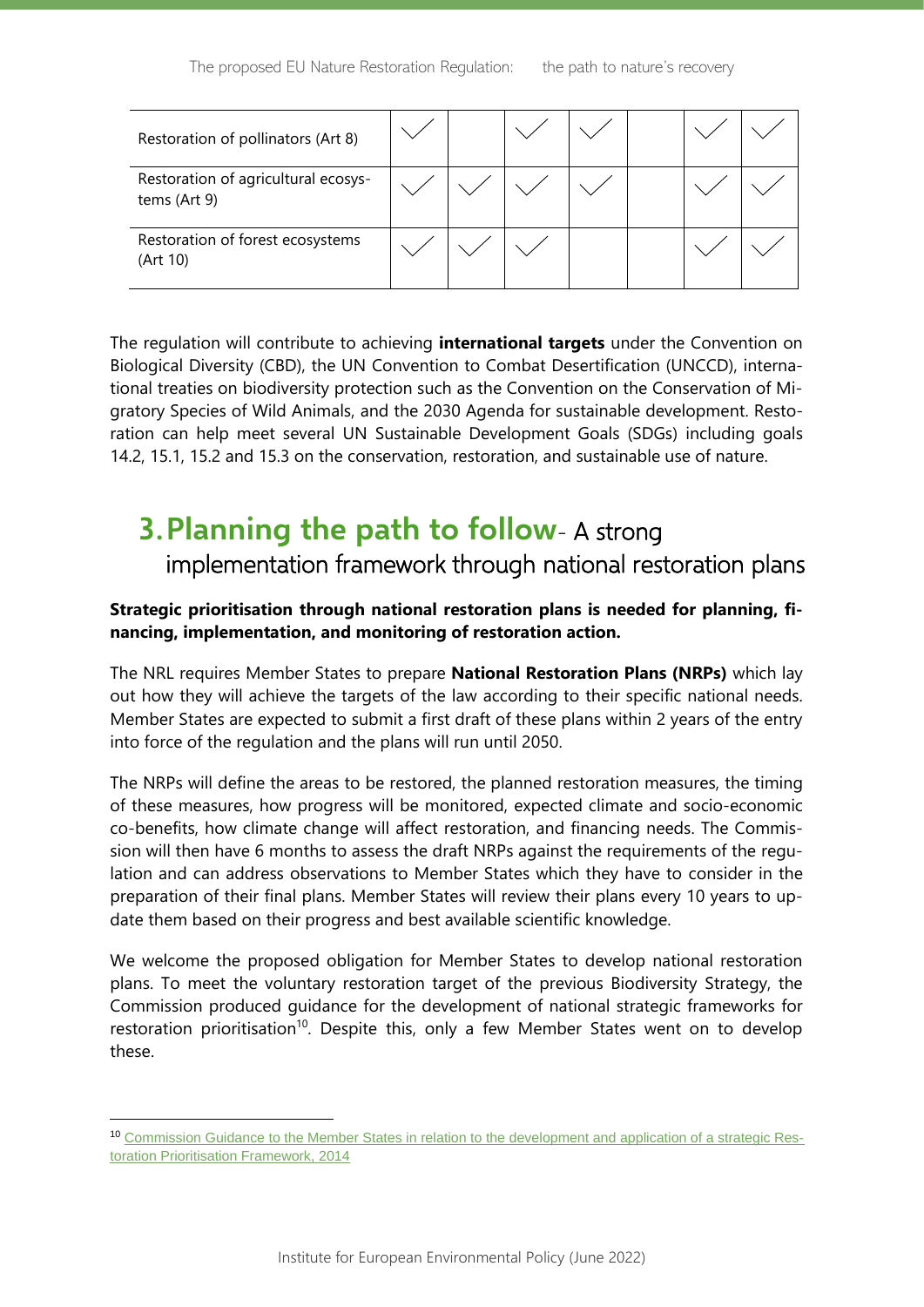| Restoration of pollinators (Art 8) | ✓ | | ✓ | ✓ | | ✓ | ✓ |
|---|---|---|---|---|---|---|---|
| Restoration of agricultural ecosystems (Art 9) | ✓ | ✓ | ✓ | ✓ | | ✓ | ✓ |
| Restoration of forest ecosystems (Art 10) | ✓ | ✓ | ✓ | | | ✓ | ✓ |

The regulation will contribute to achieving **international targets** under the Convention on Biological Diversity (CBD), the UN Convention to Combat Desertification (UNCCD), international treaties on biodiversity protection such as the Convention on the Conservation of Migratory Species of Wild Animals, and the 2030 Agenda for sustainable development. Restoration can help meet several UN Sustainable Development Goals (SDGs) including goals 14.2, 15.1, 15.2 and 15.3 on the conservation, restoration, and sustainable use of nature.

# 3. Planning the path to follow- A strong implementation framework through national restoration plans

**Strategic prioritisation through national restoration plans is needed for planning, financing, implementation, and monitoring of restoration action.**

The NRL requires Member States to prepare **National Restoration Plans (NRPs)** which lay out how they will achieve the targets of the law according to their specific national needs. Member States are expected to submit a first draft of these plans within 2 years of the entry into force of the regulation and the plans will run until 2050.

The NRPs will define the areas to be restored, the planned restoration measures, the timing of these measures, how progress will be monitored, expected climate and socio-economic co-benefits, how climate change will affect restoration, and financing needs. The Commission will then have 6 months to assess the draft NRPs against the requirements of the regulation and can address observations to Member States which they have to consider in the preparation of their final plans. Member States will review their plans every 10 years to update them based on their progress and best available scientific knowledge.

We welcome the proposed obligation for Member States to develop national restoration plans. To meet the voluntary restoration target of the previous Biodiversity Strategy, the Commission produced guidance for the development of national strategic frameworks for restoration prioritisation[10]. Despite this, only a few Member States went on to develop these.

[10] Commission Guidance to the Member States in relation to the development and application of a strategic Restoration Prioritisation Framework, 2014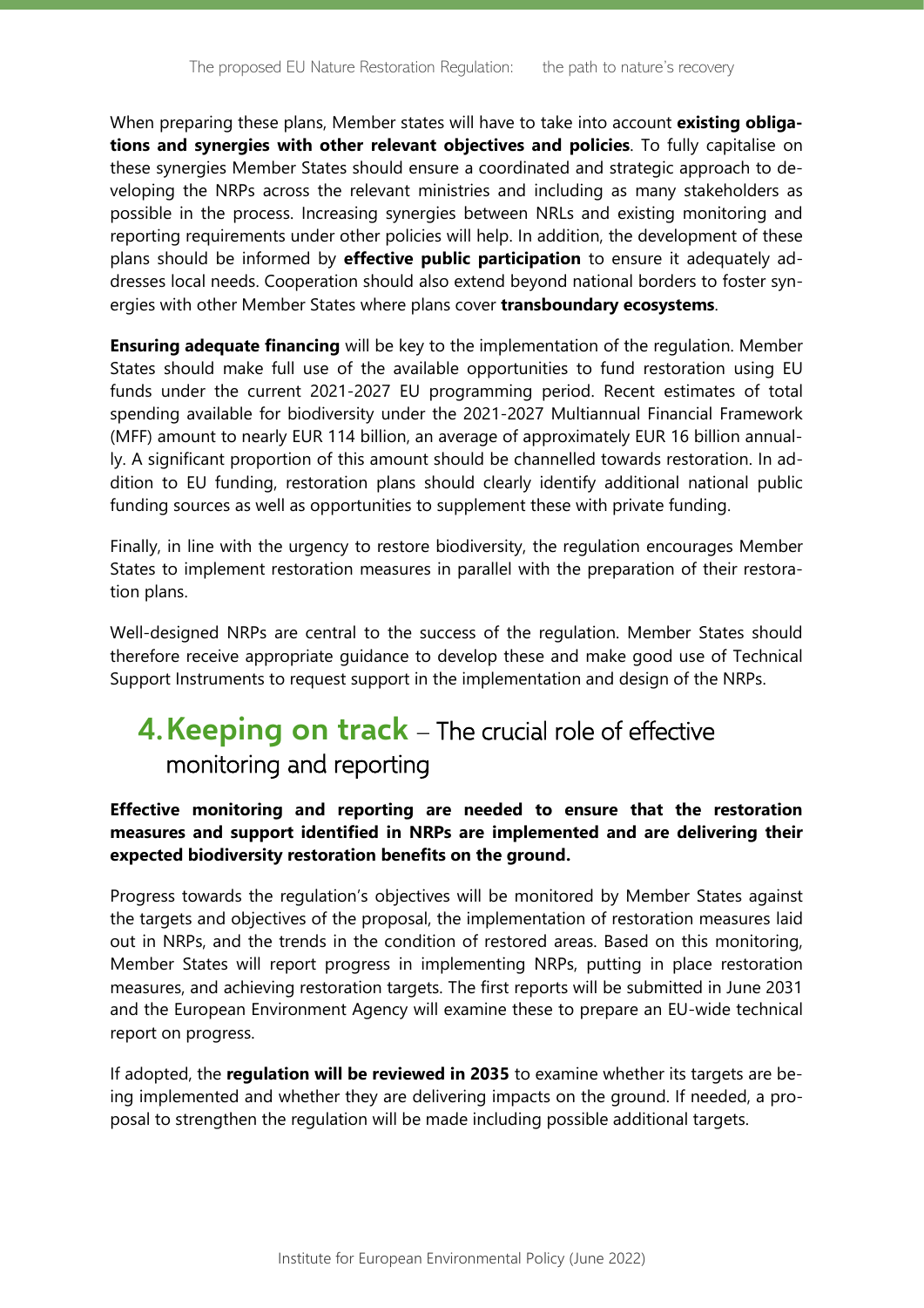When preparing these plans, Member states will have to take into account **existing obligations and synergies with other relevant objectives and policies**. To fully capitalise on these synergies Member States should ensure a coordinated and strategic approach to developing the NRPs across the relevant ministries and including as many stakeholders as possible in the process. Increasing synergies between NRLs and existing monitoring and reporting requirements under other policies will help. In addition, the development of these plans should be informed by **effective public participation** to ensure it adequately addresses local needs. Cooperation should also extend beyond national borders to foster synergies with other Member States where plans cover **transboundary ecosystems**.

**Ensuring adequate financing** will be key to the implementation of the regulation. Member States should make full use of the available opportunities to fund restoration using EU funds under the current 2021-2027 EU programming period. Recent estimates of total spending available for biodiversity under the 2021-2027 Multiannual Financial Framework (MFF) amount to nearly EUR 114 billion, an average of approximately EUR 16 billion annually. A significant proportion of this amount should be channelled towards restoration. In addition to EU funding, restoration plans should clearly identify additional national public funding sources as well as opportunities to supplement these with private funding.

Finally, in line with the urgency to restore biodiversity, the regulation encourages Member States to implement restoration measures in parallel with the preparation of their restoration plans.

Well-designed NRPs are central to the success of the regulation. Member States should therefore receive appropriate guidance to develop these and make good use of Technical Support Instruments to request support in the implementation and design of the NRPs.

## 4. Keeping on track – The crucial role of effective monitoring and reporting

**Effective monitoring and reporting are needed to ensure that the restoration measures and support identified in NRPs are implemented and are delivering their expected biodiversity restoration benefits on the ground.**

Progress towards the regulation's objectives will be monitored by Member States against the targets and objectives of the proposal, the implementation of restoration measures laid out in NRPs, and the trends in the condition of restored areas. Based on this monitoring, Member States will report progress in implementing NRPs, putting in place restoration measures, and achieving restoration targets. The first reports will be submitted in June 2031 and the European Environment Agency will examine these to prepare an EU-wide technical report on progress.

If adopted, the **regulation will be reviewed in 2035** to examine whether its targets are being implemented and whether they are delivering impacts on the ground. If needed, a proposal to strengthen the regulation will be made including possible additional targets.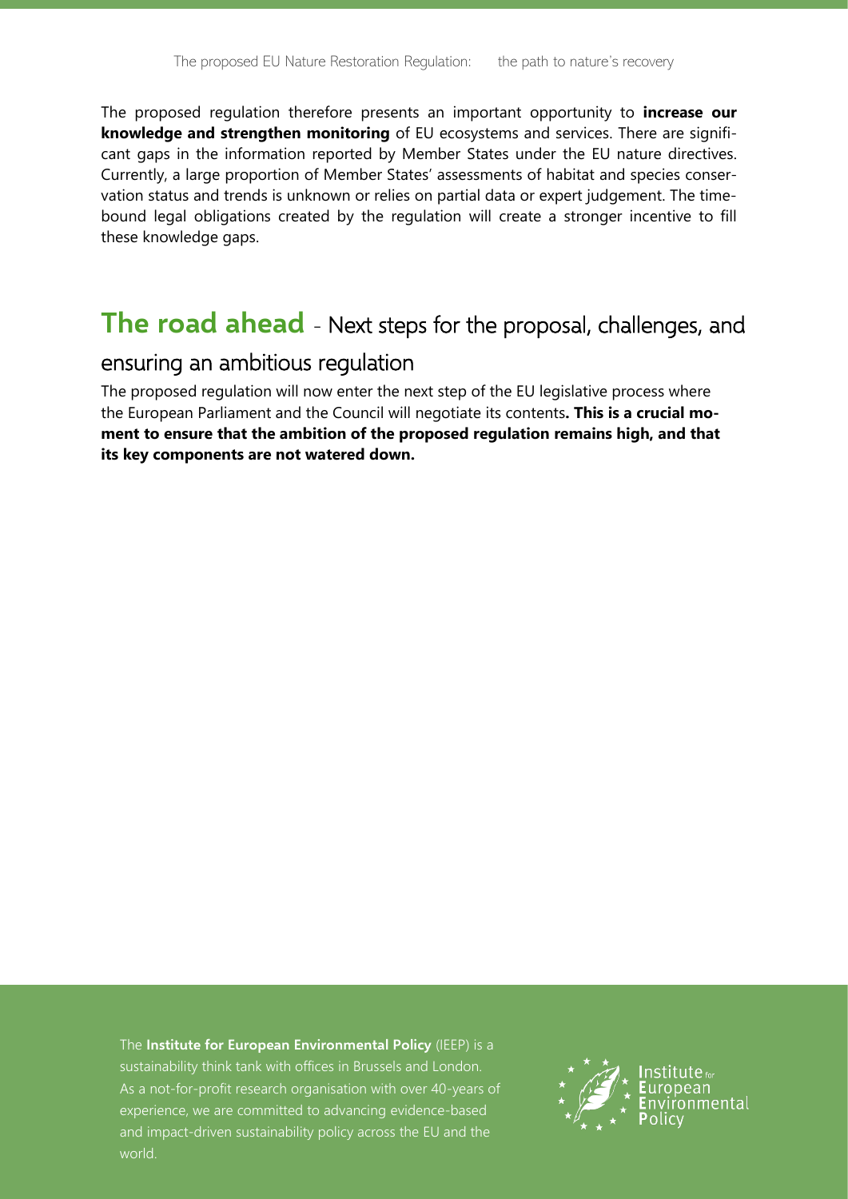The proposed regulation therefore presents an important opportunity to **increase our knowledge and strengthen monitoring** of EU ecosystems and services. There are significant gaps in the information reported by Member States under the EU nature directives. Currently, a large proportion of Member States' assessments of habitat and species conservation status and trends is unknown or relies on partial data or expert judgement. The time-bound legal obligations created by the regulation will create a stronger incentive to fill these knowledge gaps.

## The road ahead - Next steps for the proposal, challenges, and ensuring an ambitious regulation

The proposed regulation will now enter the next step of the EU legislative process where the European Parliament and the Council will negotiate its contents**. This is a crucial moment to ensure that the ambition of the proposed regulation remains high, and that its key components are not watered down.**

The **Institute for European Environmental Policy** (IEEP) is a sustainability think tank with offices in Brussels and London. As a not-for-profit research organisation with over 40-years of experience, we are committed to advancing evidence-based and impact-driven sustainability policy across the EU and the world.

Institute for European Environmental Policy